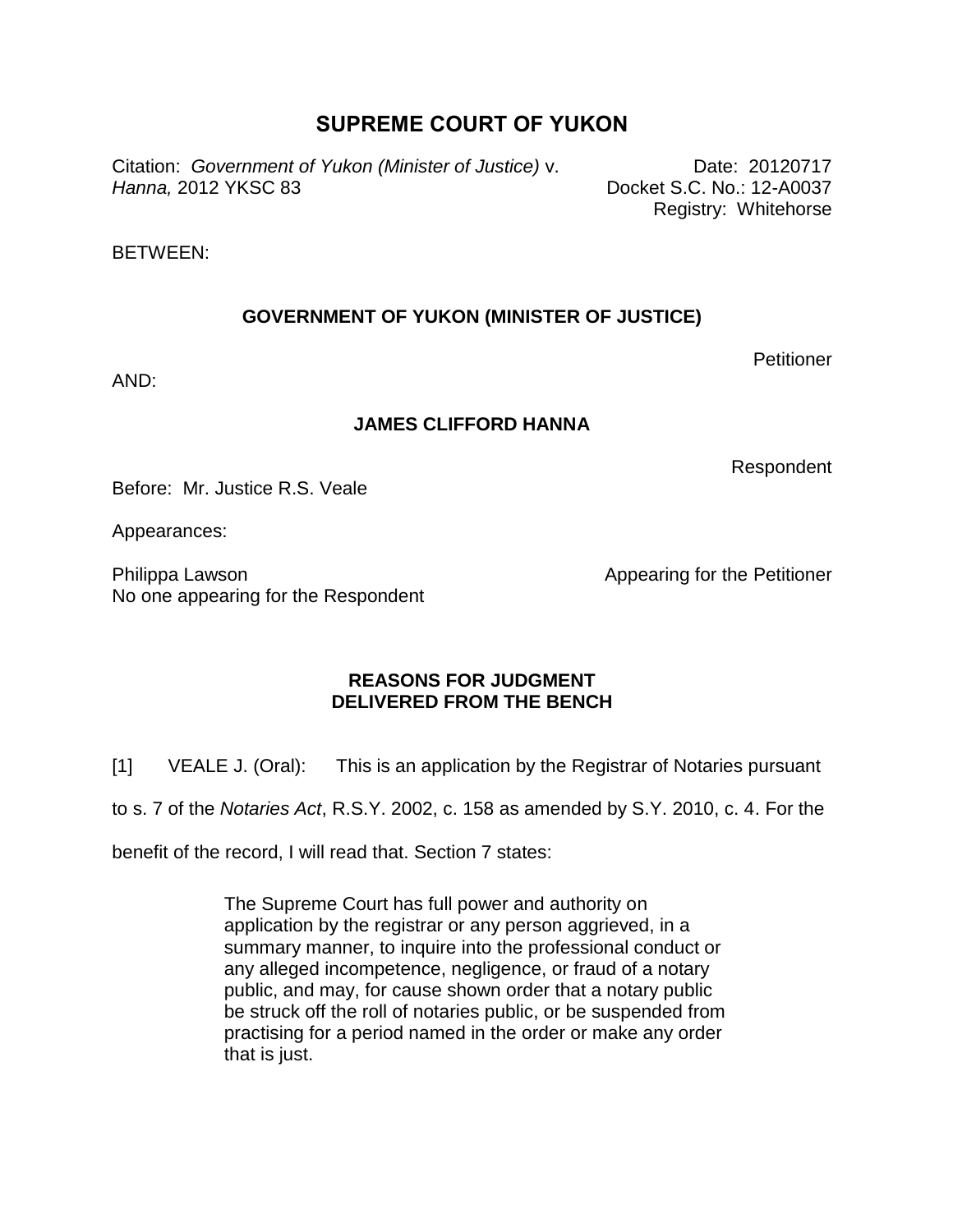# SUPREME COURT OF YUKON

Citation: *Government of Yukon (Minister of Justice)* v. *Hanna,* 2012 YKSC 83

Date: 20120717
Docket S.C. No.: 12-A0037
Registry: Whitehorse

BETWEEN:

**GOVERNMENT OF YUKON (MINISTER OF JUSTICE)**

Petitioner

AND:

**JAMES CLIFFORD HANNA**

Respondent

Before: Mr. Justice R.S. Veale

Appearances:

Philippa Lawson — Appearing for the Petitioner
No one appearing for the Respondent

**REASONS FOR JUDGMENT**
**DELIVERED FROM THE BENCH**

[1] VEALE J. (Oral): This is an application by the Registrar of Notaries pursuant to s. 7 of the *Notaries Act*, R.S.Y. 2002, c. 158 as amended by S.Y. 2010, c. 4. For the benefit of the record, I will read that. Section 7 states:

> The Supreme Court has full power and authority on application by the registrar or any person aggrieved, in a summary manner, to inquire into the professional conduct or any alleged incompetence, negligence, or fraud of a notary public, and may, for cause shown order that a notary public be struck off the roll of notaries public, or be suspended from practising for a period named in the order or make any order that is just.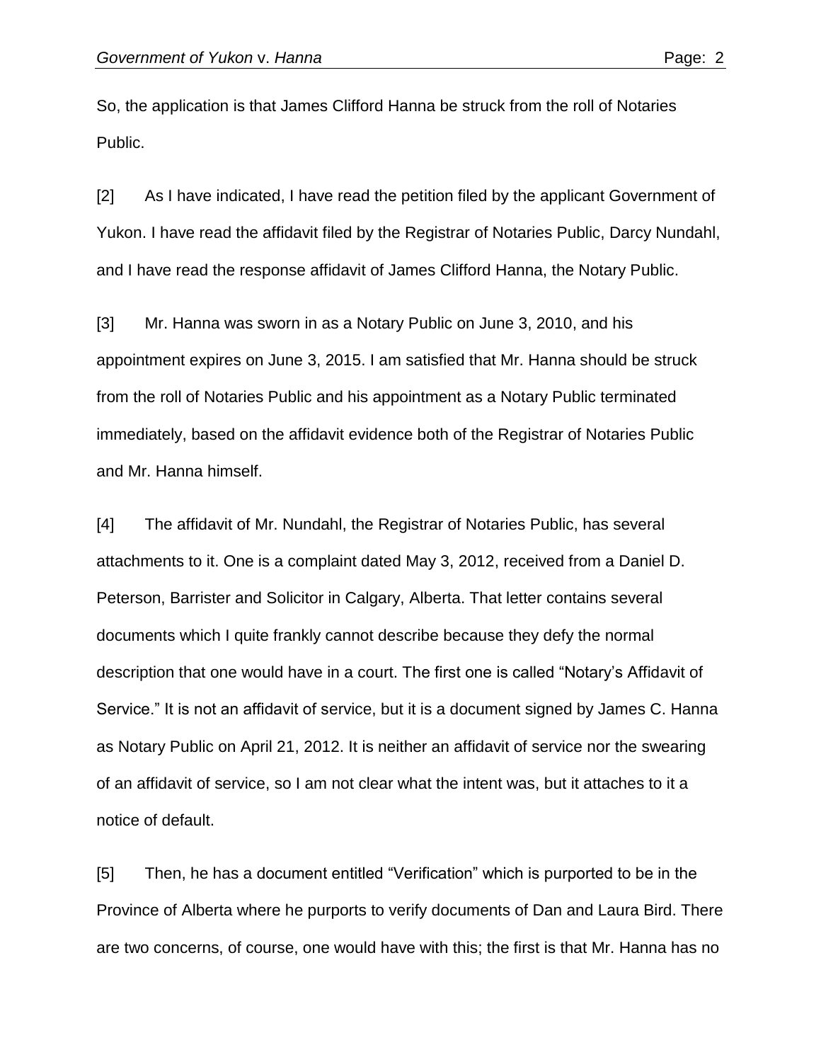So, the application is that James Clifford Hanna be struck from the roll of Notaries Public.

[2] As I have indicated, I have read the petition filed by the applicant Government of Yukon. I have read the affidavit filed by the Registrar of Notaries Public, Darcy Nundahl, and I have read the response affidavit of James Clifford Hanna, the Notary Public.

[3] Mr. Hanna was sworn in as a Notary Public on June 3, 2010, and his appointment expires on June 3, 2015. I am satisfied that Mr. Hanna should be struck from the roll of Notaries Public and his appointment as a Notary Public terminated immediately, based on the affidavit evidence both of the Registrar of Notaries Public and Mr. Hanna himself.

[4] The affidavit of Mr. Nundahl, the Registrar of Notaries Public, has several attachments to it. One is a complaint dated May 3, 2012, received from a Daniel D. Peterson, Barrister and Solicitor in Calgary, Alberta. That letter contains several documents which I quite frankly cannot describe because they defy the normal description that one would have in a court. The first one is called "Notary's Affidavit of Service." It is not an affidavit of service, but it is a document signed by James C. Hanna as Notary Public on April 21, 2012. It is neither an affidavit of service nor the swearing of an affidavit of service, so I am not clear what the intent was, but it attaches to it a notice of default.

[5] Then, he has a document entitled "Verification" which is purported to be in the Province of Alberta where he purports to verify documents of Dan and Laura Bird. There are two concerns, of course, one would have with this; the first is that Mr. Hanna has no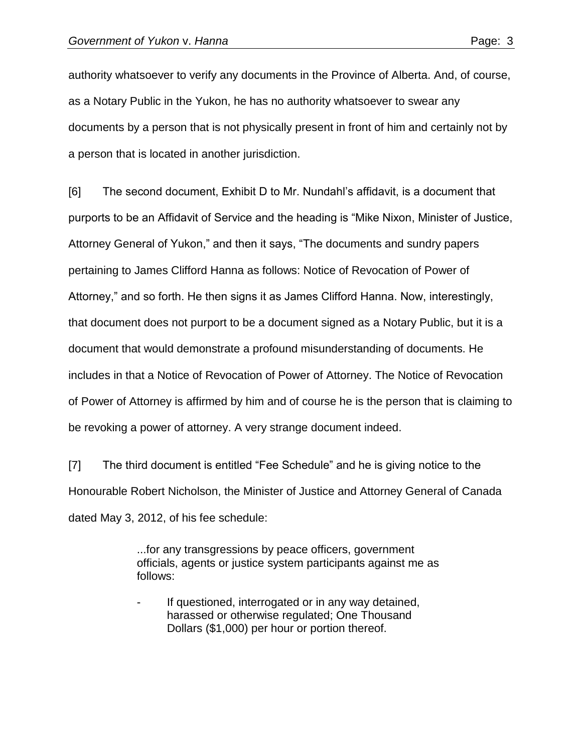authority whatsoever to verify any documents in the Province of Alberta. And, of course, as a Notary Public in the Yukon, he has no authority whatsoever to swear any documents by a person that is not physically present in front of him and certainly not by a person that is located in another jurisdiction.

[6] The second document, Exhibit D to Mr. Nundahl's affidavit, is a document that purports to be an Affidavit of Service and the heading is "Mike Nixon, Minister of Justice, Attorney General of Yukon," and then it says, "The documents and sundry papers pertaining to James Clifford Hanna as follows: Notice of Revocation of Power of Attorney," and so forth. He then signs it as James Clifford Hanna. Now, interestingly, that document does not purport to be a document signed as a Notary Public, but it is a document that would demonstrate a profound misunderstanding of documents. He includes in that a Notice of Revocation of Power of Attorney. The Notice of Revocation of Power of Attorney is affirmed by him and of course he is the person that is claiming to be revoking a power of attorney. A very strange document indeed.

[7] The third document is entitled "Fee Schedule" and he is giving notice to the Honourable Robert Nicholson, the Minister of Justice and Attorney General of Canada dated May 3, 2012, of his fee schedule:

> ...for any transgressions by peace officers, government officials, agents or justice system participants against me as follows:
>
> - If questioned, interrogated or in any way detained, harassed or otherwise regulated; One Thousand Dollars ($1,000) per hour or portion thereof.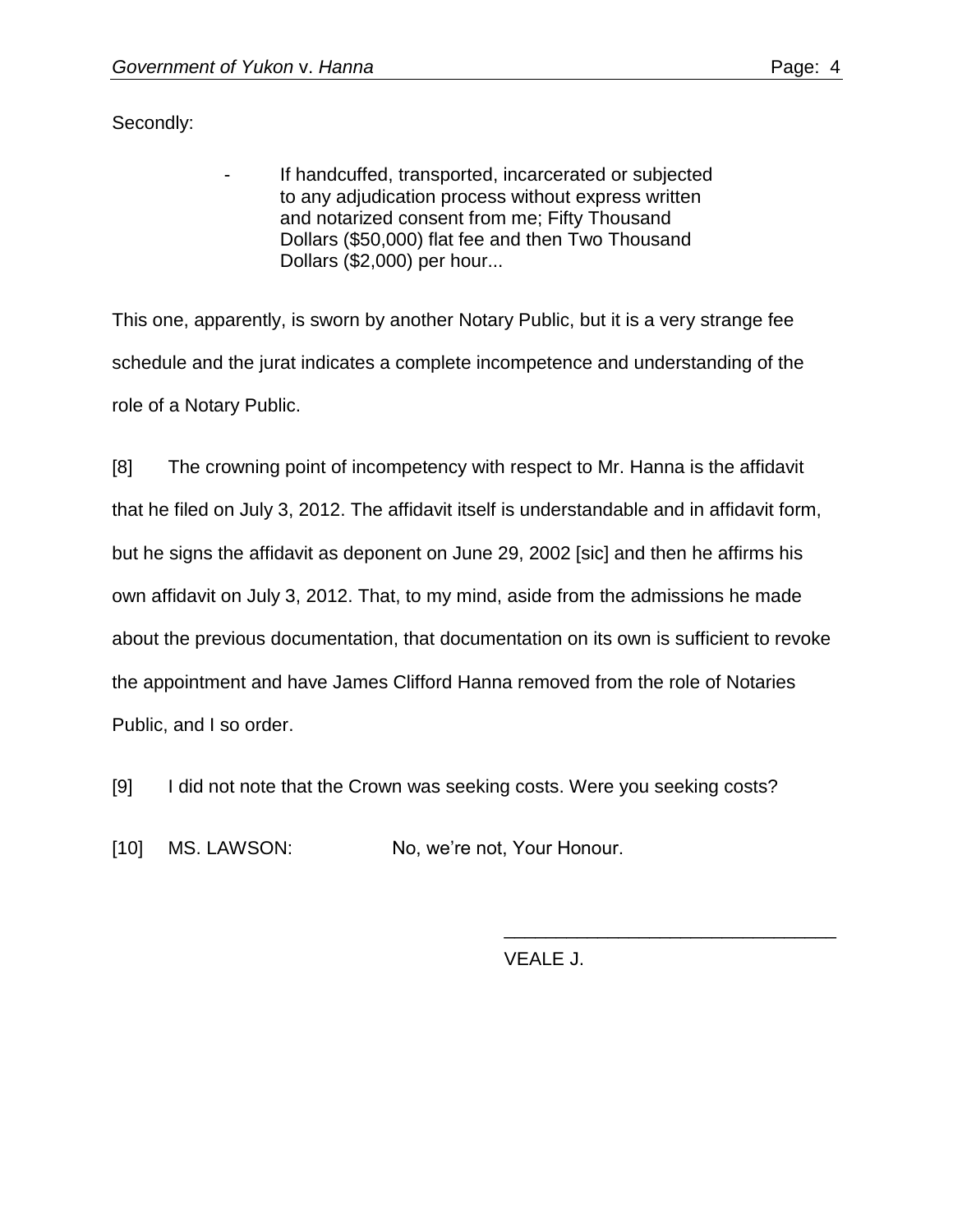Secondly:

> - If handcuffed, transported, incarcerated or subjected to any adjudication process without express written and notarized consent from me; Fifty Thousand Dollars ($50,000) flat fee and then Two Thousand Dollars ($2,000) per hour...

This one, apparently, is sworn by another Notary Public, but it is a very strange fee schedule and the jurat indicates a complete incompetence and understanding of the role of a Notary Public.

[8] The crowning point of incompetency with respect to Mr. Hanna is the affidavit that he filed on July 3, 2012. The affidavit itself is understandable and in affidavit form, but he signs the affidavit as deponent on June 29, 2002 [sic] and then he affirms his own affidavit on July 3, 2012. That, to my mind, aside from the admissions he made about the previous documentation, that documentation on its own is sufficient to revoke the appointment and have James Clifford Hanna removed from the role of Notaries Public, and I so order.

[9] I did not note that the Crown was seeking costs. Were you seeking costs?

[10] MS. LAWSON: No, we're not, Your Honour.

\_\_\_\_\_\_\_\_\_\_\_\_\_\_\_\_\_\_\_\_\_\_\_\_\_\_\_\_\_\_\_\_

VEALE J.